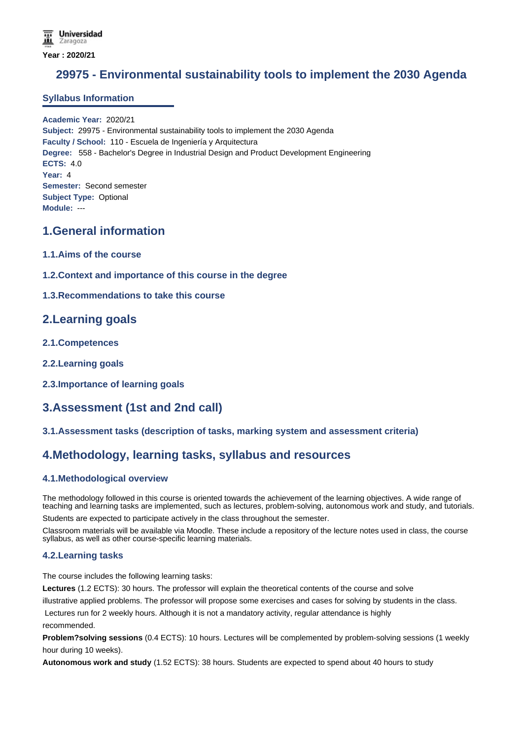Year : 2020/21

# 29975 - Environmental sustainability tools to implement the 2030 Agenda

## Syllabus Information

**Academic Year:** 2020/21
**Subject:** 29975 - Environmental sustainability tools to implement the 2030 Agenda
**Faculty / School:** 110 - Escuela de Ingeniería y Arquitectura
**Degree:** 558 - Bachelor's Degree in Industrial Design and Product Development Engineering
**ECTS:** 4.0
**Year:** 4
**Semester:** Second semester
**Subject Type:** Optional
**Module:** ---

## 1.General information

### 1.1.Aims of the course

### 1.2.Context and importance of this course in the degree

### 1.3.Recommendations to take this course

## 2.Learning goals

### 2.1.Competences

### 2.2.Learning goals

### 2.3.Importance of learning goals

## 3.Assessment (1st and 2nd call)

### 3.1.Assessment tasks (description of tasks, marking system and assessment criteria)

## 4.Methodology, learning tasks, syllabus and resources

### 4.1.Methodological overview

The methodology followed in this course is oriented towards the achievement of the learning objectives. A wide range of teaching and learning tasks are implemented, such as lectures, problem-solving, autonomous work and study, and tutorials.

Students are expected to participate actively in the class throughout the semester.

Classroom materials will be available via Moodle. These include a repository of the lecture notes used in class, the course syllabus, as well as other course-specific learning materials.

### 4.2.Learning tasks

The course includes the following learning tasks:

**Lectures** (1.2 ECTS): 30 hours. The professor will explain the theoretical contents of the course and solve illustrative applied problems. The professor will propose some exercises and cases for solving by students in the class. Lectures run for 2 weekly hours. Although it is not a mandatory activity, regular attendance is highly recommended.

**Problem?solving sessions** (0.4 ECTS): 10 hours. Lectures will be complemented by problem-solving sessions (1 weekly hour during 10 weeks).

**Autonomous work and study** (1.52 ECTS): 38 hours. Students are expected to spend about 40 hours to study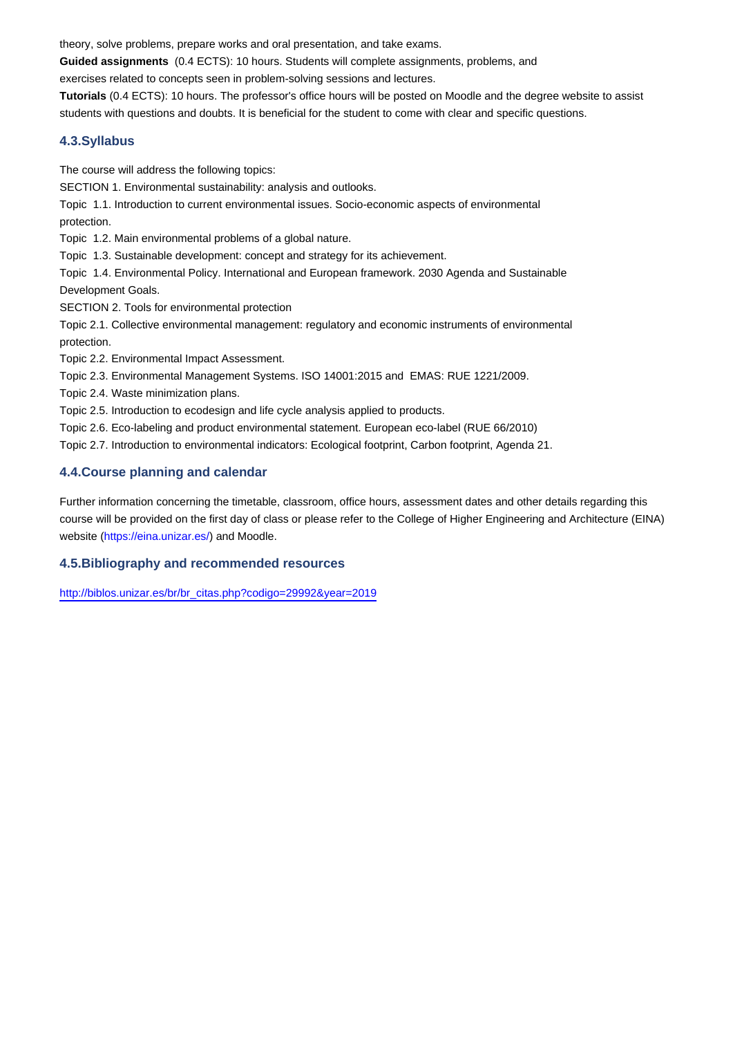theory, solve problems, prepare works and oral presentation, and take exams.

**Guided assignments** (0.4 ECTS): 10 hours. Students will complete assignments, problems, and exercises related to concepts seen in problem-solving sessions and lectures.

**Tutorials** (0.4 ECTS): 10 hours. The professor's office hours will be posted on Moodle and the degree website to assist students with questions and doubts. It is beneficial for the student to come with clear and specific questions.

### 4.3.Syllabus

The course will address the following topics:

SECTION 1. Environmental sustainability: analysis and outlooks.

Topic 1.1. Introduction to current environmental issues. Socio-economic aspects of environmental protection.

Topic 1.2. Main environmental problems of a global nature.

Topic 1.3. Sustainable development: concept and strategy for its achievement.

Topic 1.4. Environmental Policy. International and European framework. 2030 Agenda and Sustainable Development Goals.

SECTION 2. Tools for environmental protection

Topic 2.1. Collective environmental management: regulatory and economic instruments of environmental protection.

Topic 2.2. Environmental Impact Assessment.

Topic 2.3. Environmental Management Systems. ISO 14001:2015 and EMAS: RUE 1221/2009.

Topic 2.4. Waste minimization plans.

Topic 2.5. Introduction to ecodesign and life cycle analysis applied to products.

Topic 2.6. Eco-labeling and product environmental statement. European eco-label (RUE 66/2010)

Topic 2.7. Introduction to environmental indicators: Ecological footprint, Carbon footprint, Agenda 21.

### 4.4.Course planning and calendar

Further information concerning the timetable, classroom, office hours, assessment dates and other details regarding this course will be provided on the first day of class or please refer to the College of Higher Engineering and Architecture (EINA) website (https://eina.unizar.es/) and Moodle.

### 4.5.Bibliography and recommended resources

http://biblos.unizar.es/br/br_citas.php?codigo=29992&year=2019